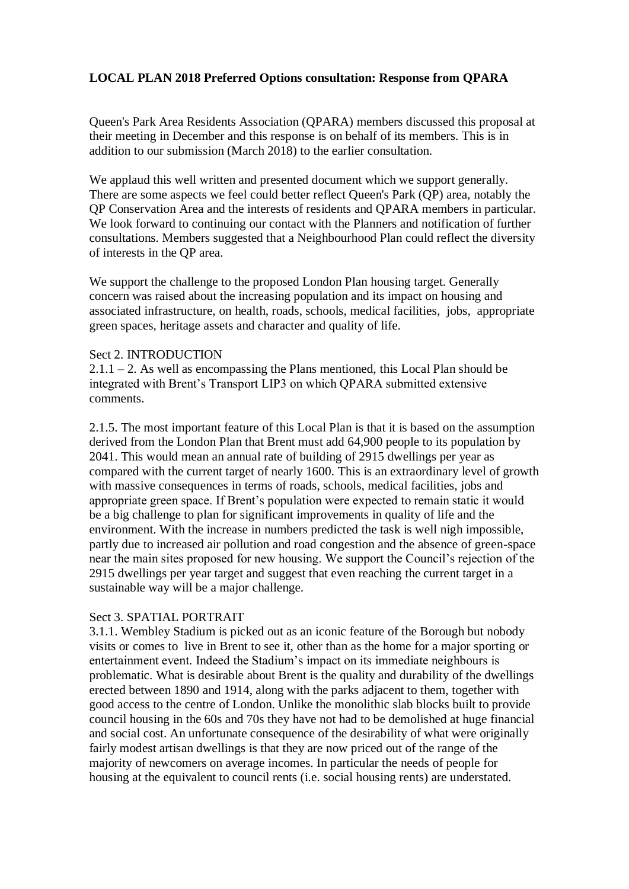**LOCAL PLAN 2018 Preferred Options consultation: Response from QPARA**

Queen's Park Area Residents Association (QPARA) members discussed this proposal at their meeting in December and this response is on behalf of its members. This is in addition to our submission (March 2018) to the earlier consultation.

We applaud this well written and presented document which we support generally. There are some aspects we feel could better reflect Queen's Park (QP) area, notably the QP Conservation Area and the interests of residents and QPARA members in particular. We look forward to continuing our contact with the Planners and notification of further consultations. Members suggested that a Neighbourhood Plan could reflect the diversity of interests in the QP area.

We support the challenge to the proposed London Plan housing target. Generally concern was raised about the increasing population and its impact on housing and associated infrastructure, on health, roads, schools, medical facilities, jobs, appropriate green spaces, heritage assets and character and quality of life.

Sect 2. INTRODUCTION

2.1.1 – 2. As well as encompassing the Plans mentioned, this Local Plan should be integrated with Brent's Transport LIP3 on which QPARA submitted extensive comments.

2.1.5. The most important feature of this Local Plan is that it is based on the assumption derived from the London Plan that Brent must add 64,900 people to its population by 2041. This would mean an annual rate of building of 2915 dwellings per year as compared with the current target of nearly 1600. This is an extraordinary level of growth with massive consequences in terms of roads, schools, medical facilities, jobs and appropriate green space. If Brent's population were expected to remain static it would be a big challenge to plan for significant improvements in quality of life and the environment. With the increase in numbers predicted the task is well nigh impossible, partly due to increased air pollution and road congestion and the absence of green-space near the main sites proposed for new housing. We support the Council's rejection of the 2915 dwellings per year target and suggest that even reaching the current target in a sustainable way will be a major challenge.

Sect 3. SPATIAL PORTRAIT

3.1.1. Wembley Stadium is picked out as an iconic feature of the Borough but nobody visits or comes to live in Brent to see it, other than as the home for a major sporting or entertainment event. Indeed the Stadium's impact on its immediate neighbours is problematic. What is desirable about Brent is the quality and durability of the dwellings erected between 1890 and 1914, along with the parks adjacent to them, together with good access to the centre of London. Unlike the monolithic slab blocks built to provide council housing in the 60s and 70s they have not had to be demolished at huge financial and social cost. An unfortunate consequence of the desirability of what were originally fairly modest artisan dwellings is that they are now priced out of the range of the majority of newcomers on average incomes. In particular the needs of people for housing at the equivalent to council rents (i.e. social housing rents) are understated.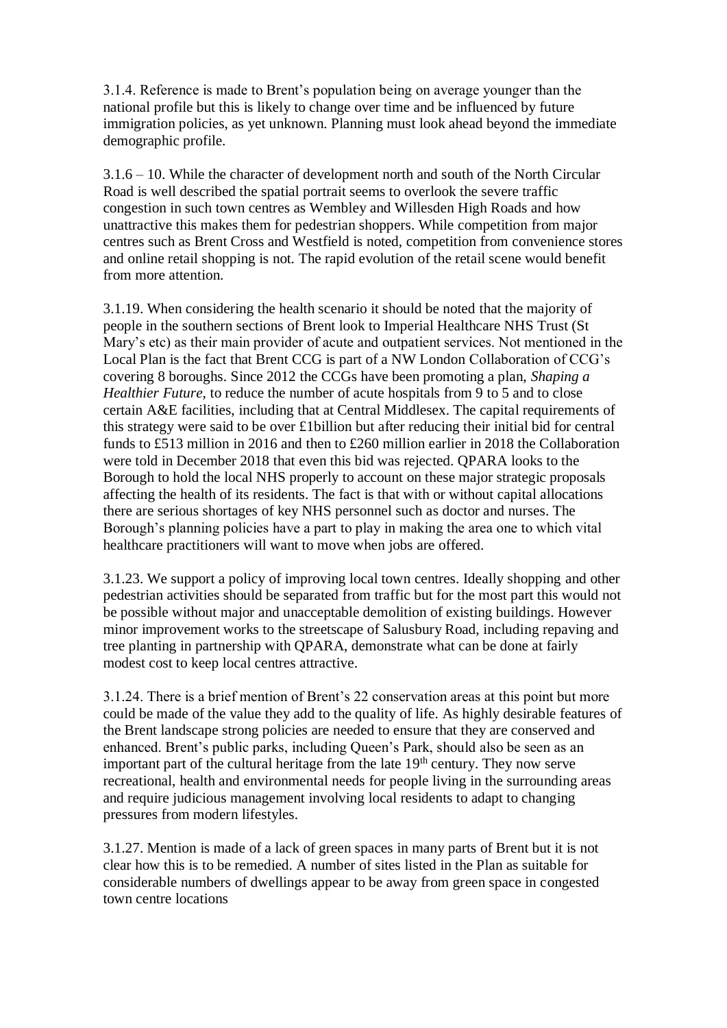3.1.4. Reference is made to Brent's population being on average younger than the national profile but this is likely to change over time and be influenced by future immigration policies, as yet unknown. Planning must look ahead beyond the immediate demographic profile.

3.1.6 – 10. While the character of development north and south of the North Circular Road is well described the spatial portrait seems to overlook the severe traffic congestion in such town centres as Wembley and Willesden High Roads and how unattractive this makes them for pedestrian shoppers. While competition from major centres such as Brent Cross and Westfield is noted, competition from convenience stores and online retail shopping is not. The rapid evolution of the retail scene would benefit from more attention.

3.1.19. When considering the health scenario it should be noted that the majority of people in the southern sections of Brent look to Imperial Healthcare NHS Trust (St Mary's etc) as their main provider of acute and outpatient services. Not mentioned in the Local Plan is the fact that Brent CCG is part of a NW London Collaboration of CCG's covering 8 boroughs. Since 2012 the CCGs have been promoting a plan, *Shaping a Healthier Future,* to reduce the number of acute hospitals from 9 to 5 and to close certain A&E facilities, including that at Central Middlesex. The capital requirements of this strategy were said to be over £1billion but after reducing their initial bid for central funds to £513 million in 2016 and then to £260 million earlier in 2018 the Collaboration were told in December 2018 that even this bid was rejected. QPARA looks to the Borough to hold the local NHS properly to account on these major strategic proposals affecting the health of its residents. The fact is that with or without capital allocations there are serious shortages of key NHS personnel such as doctor and nurses. The Borough's planning policies have a part to play in making the area one to which vital healthcare practitioners will want to move when jobs are offered.

3.1.23. We support a policy of improving local town centres. Ideally shopping and other pedestrian activities should be separated from traffic but for the most part this would not be possible without major and unacceptable demolition of existing buildings. However minor improvement works to the streetscape of Salusbury Road, including repaving and tree planting in partnership with QPARA, demonstrate what can be done at fairly modest cost to keep local centres attractive.

3.1.24. There is a brief mention of Brent's 22 conservation areas at this point but more could be made of the value they add to the quality of life. As highly desirable features of the Brent landscape strong policies are needed to ensure that they are conserved and enhanced. Brent's public parks, including Queen's Park, should also be seen as an important part of the cultural heritage from the late 19th century. They now serve recreational, health and environmental needs for people living in the surrounding areas and require judicious management involving local residents to adapt to changing pressures from modern lifestyles.

3.1.27. Mention is made of a lack of green spaces in many parts of Brent but it is not clear how this is to be remedied. A number of sites listed in the Plan as suitable for considerable numbers of dwellings appear to be away from green space in congested town centre locations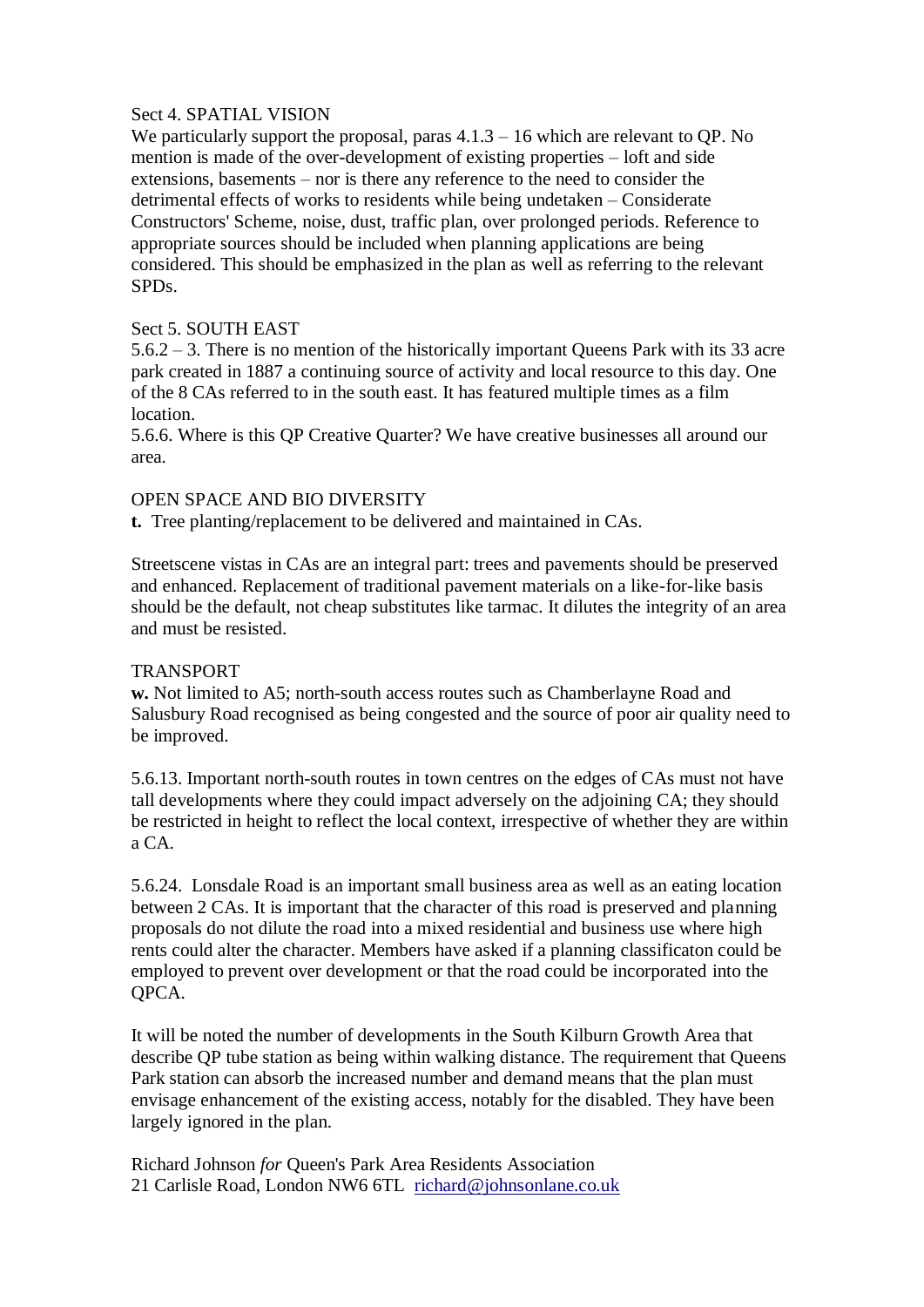Sect 4. SPATIAL VISION

We particularly support the proposal, paras 4.1.3 – 16 which are relevant to QP. No mention is made of the over-development of existing properties – loft and side extensions, basements – nor is there any reference to the need to consider the detrimental effects of works to residents while being undetaken – Considerate Constructors' Scheme, noise, dust, traffic plan, over prolonged periods. Reference to appropriate sources should be included when planning applications are being considered. This should be emphasized in the plan as well as referring to the relevant SPDs.

Sect 5. SOUTH EAST

5.6.2 – 3. There is no mention of the historically important Queens Park with its 33 acre park created in 1887 a continuing source of activity and local resource to this day. One of the 8 CAs referred to in the south east. It has featured multiple times as a film location.

5.6.6. Where is this QP Creative Quarter? We have creative businesses all around our area.

OPEN SPACE AND BIO DIVERSITY

**t.** Tree planting/replacement to be delivered and maintained in CAs.

Streetscene vistas in CAs are an integral part: trees and pavements should be preserved and enhanced. Replacement of traditional pavement materials on a like-for-like basis should be the default, not cheap substitutes like tarmac. It dilutes the integrity of an area and must be resisted.

TRANSPORT

**w.** Not limited to A5; north-south access routes such as Chamberlayne Road and Salusbury Road recognised as being congested and the source of poor air quality need to be improved.

5.6.13. Important north-south routes in town centres on the edges of CAs must not have tall developments where they could impact adversely on the adjoining CA; they should be restricted in height to reflect the local context, irrespective of whether they are within a CA.

5.6.24. Lonsdale Road is an important small business area as well as an eating location between 2 CAs. It is important that the character of this road is preserved and planning proposals do not dilute the road into a mixed residential and business use where high rents could alter the character. Members have asked if a planning classificaton could be employed to prevent over development or that the road could be incorporated into the QPCA.

It will be noted the number of developments in the South Kilburn Growth Area that describe QP tube station as being within walking distance. The requirement that Queens Park station can absorb the increased number and demand means that the plan must envisage enhancement of the existing access, notably for the disabled. They have been largely ignored in the plan.

Richard Johnson *for* Queen's Park Area Residents Association
21 Carlisle Road, London NW6 6TL richard@johnsonlane.co.uk